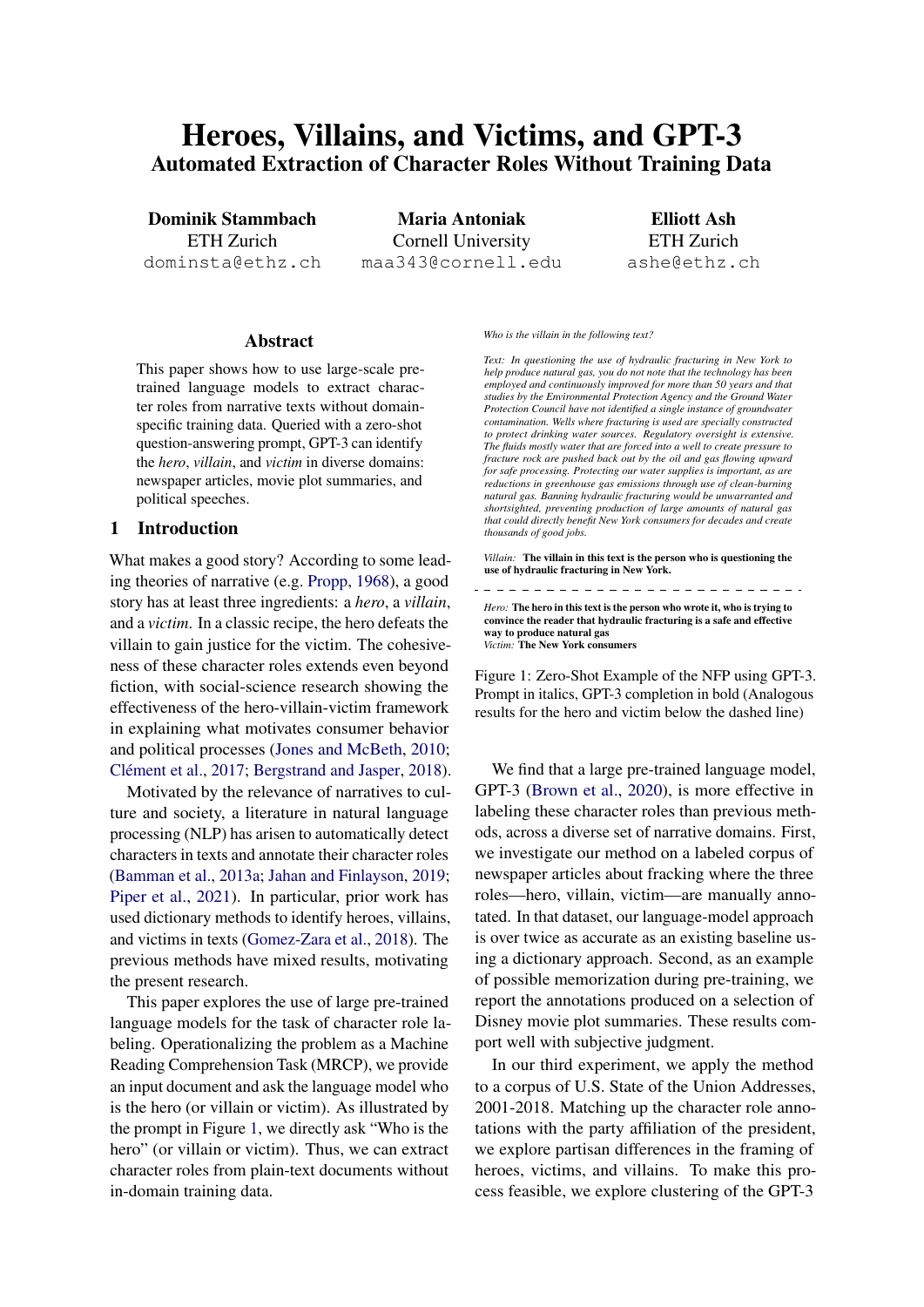# Heroes, Villains, and Victims, and GPT-3
## Automated Extraction of Character Roles Without Training Data

**Dominik Stammbach**
ETH Zurich
dominsta@ethz.ch

**Maria Antoniak**
Cornell University
maa343@cornell.edu

**Elliott Ash**
ETH Zurich
ashe@ethz.ch

## Abstract

This paper shows how to use large-scale pre-trained language models to extract character roles from narrative texts without domain-specific training data. Queried with a zero-shot question-answering prompt, GPT-3 can identify the *hero*, *villain*, and *victim* in diverse domains: newspaper articles, movie plot summaries, and political speeches.

## 1 Introduction

What makes a good story? According to some leading theories of narrative (e.g. Propp, 1968), a good story has at least three ingredients: a *hero*, a *villain*, and a *victim*. In a classic recipe, the hero defeats the villain to gain justice for the victim. The cohesiveness of these character roles extends even beyond fiction, with social-science research showing the effectiveness of the hero-villain-victim framework in explaining what motivates consumer behavior and political processes (Jones and McBeth, 2010; Clément et al., 2017; Bergstrand and Jasper, 2018).

Motivated by the relevance of narratives to culture and society, a literature in natural language processing (NLP) has arisen to automatically detect characters in texts and annotate their character roles (Bamman et al., 2013a; Jahan and Finlayson, 2019; Piper et al., 2021). In particular, prior work has used dictionary methods to identify heroes, villains, and victims in texts (Gomez-Zara et al., 2018). The previous methods have mixed results, motivating the present research.

This paper explores the use of large pre-trained language models for the task of character role labeling. Operationalizing the problem as a Machine Reading Comprehension Task (MRCP), we provide an input document and ask the language model who is the hero (or villain or victim). As illustrated by the prompt in Figure 1, we directly ask "Who is the hero" (or villain or victim). Thus, we can extract character roles from plain-text documents without in-domain training data.

*Who is the villain in the following text?*

*Text: In questioning the use of hydraulic fracturing in New York to help produce natural gas, you do not note that the technology has been employed and continuously improved for more than 50 years and that studies by the Environmental Protection Agency and the Ground Water Protection Council have not identified a single instance of groundwater contamination. Wells where fracturing is used are specially constructed to protect drinking water sources. Regulatory oversight is extensive. The fluids mostly water that are forced into a well to create pressure to fracture rock are pushed back out by the oil and gas flowing upward for safe processing. Protecting our water supplies is important, as are reductions in greenhouse gas emissions through use of clean-burning natural gas. Banning hydraulic fracturing would be unwarranted and shortsighted, preventing production of large amounts of natural gas that could directly benefit New York consumers for decades and create thousands of good jobs.*

*Villain:* **The villain in this text is the person who is questioning the use of hydraulic fracturing in New York.**

- - - - - - - - - - - - - - - - - - - - - - - - - -

*Hero:* **The hero in this text is the person who wrote it, who is trying to convince the reader that hydraulic fracturing is a safe and effective way to produce natural gas**
*Victim:* **The New York consumers**

Figure 1: Zero-Shot Example of the NFP using GPT-3. Prompt in italics, GPT-3 completion in bold (Analogous results for the hero and victim below the dashed line)

We find that a large pre-trained language model, GPT-3 (Brown et al., 2020), is more effective in labeling these character roles than previous methods, across a diverse set of narrative domains. First, we investigate our method on a labeled corpus of newspaper articles about fracking where the three roles—hero, villain, victim—are manually annotated. In that dataset, our language-model approach is over twice as accurate as an existing baseline using a dictionary approach. Second, as an example of possible memorization during pre-training, we report the annotations produced on a selection of Disney movie plot summaries. These results comport well with subjective judgment.

In our third experiment, we apply the method to a corpus of U.S. State of the Union Addresses, 2001-2018. Matching up the character role annotations with the party affiliation of the president, we explore partisan differences in the framing of heroes, victims, and villains. To make this process feasible, we explore clustering of the GPT-3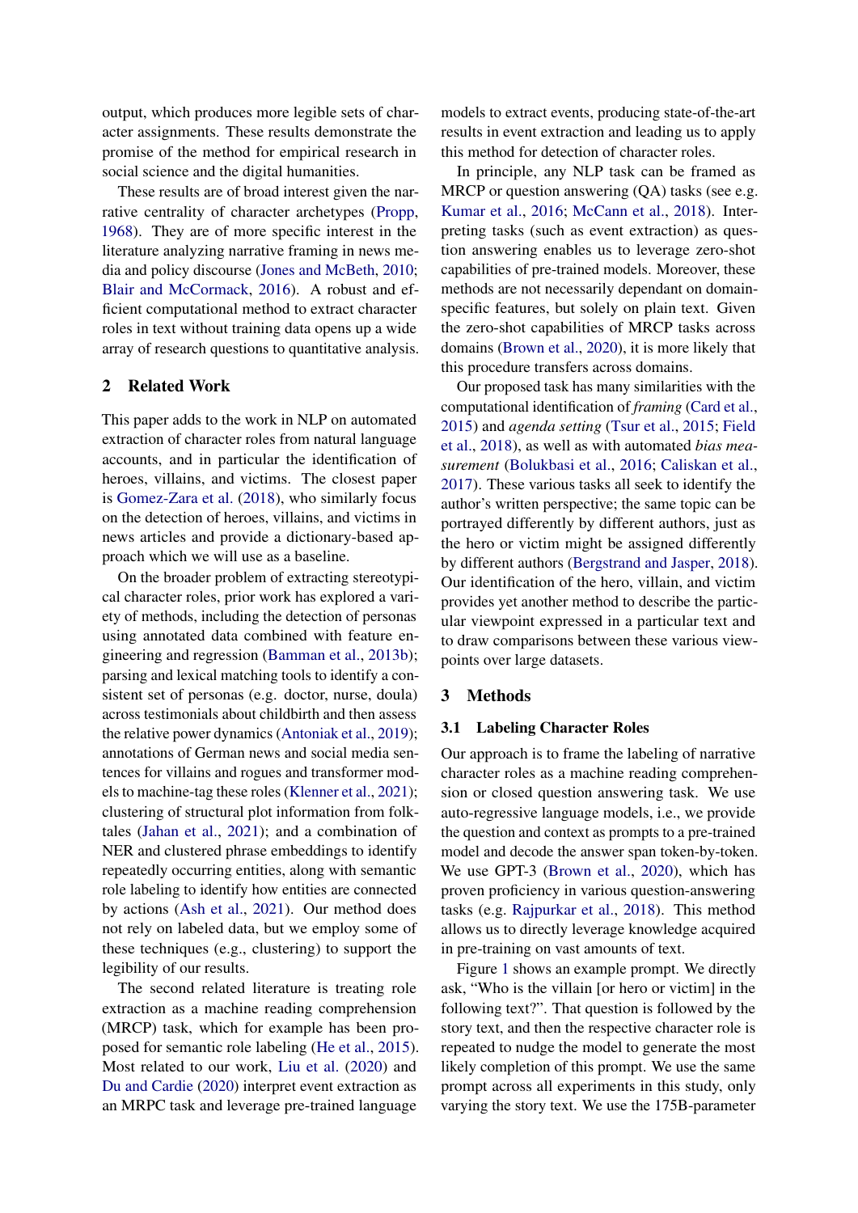output, which produces more legible sets of character assignments. These results demonstrate the promise of the method for empirical research in social science and the digital humanities.

These results are of broad interest given the narrative centrality of character archetypes (Propp, 1968). They are of more specific interest in the literature analyzing narrative framing in news media and policy discourse (Jones and McBeth, 2010; Blair and McCormack, 2016). A robust and efficient computational method to extract character roles in text without training data opens up a wide array of research questions to quantitative analysis.

## 2 Related Work

This paper adds to the work in NLP on automated extraction of character roles from natural language accounts, and in particular the identification of heroes, villains, and victims. The closest paper is Gomez-Zara et al. (2018), who similarly focus on the detection of heroes, villains, and victims in news articles and provide a dictionary-based approach which we will use as a baseline.

On the broader problem of extracting stereotypical character roles, prior work has explored a variety of methods, including the detection of personas using annotated data combined with feature engineering and regression (Bamman et al., 2013b); parsing and lexical matching tools to identify a consistent set of personas (e.g. doctor, nurse, doula) across testimonials about childbirth and then assess the relative power dynamics (Antoniak et al., 2019); annotations of German news and social media sentences for villains and rogues and transformer models to machine-tag these roles (Klenner et al., 2021); clustering of structural plot information from folktales (Jahan et al., 2021); and a combination of NER and clustered phrase embeddings to identify repeatedly occurring entities, along with semantic role labeling to identify how entities are connected by actions (Ash et al., 2021). Our method does not rely on labeled data, but we employ some of these techniques (e.g., clustering) to support the legibility of our results.

The second related literature is treating role extraction as a machine reading comprehension (MRCP) task, which for example has been proposed for semantic role labeling (He et al., 2015). Most related to our work, Liu et al. (2020) and Du and Cardie (2020) interpret event extraction as an MRPC task and leverage pre-trained language models to extract events, producing state-of-the-art results in event extraction and leading us to apply this method for detection of character roles.

In principle, any NLP task can be framed as MRCP or question answering (QA) tasks (see e.g. Kumar et al., 2016; McCann et al., 2018). Interpreting tasks (such as event extraction) as question answering enables us to leverage zero-shot capabilities of pre-trained models. Moreover, these methods are not necessarily dependant on domain-specific features, but solely on plain text. Given the zero-shot capabilities of MRCP tasks across domains (Brown et al., 2020), it is more likely that this procedure transfers across domains.

Our proposed task has many similarities with the computational identification of *framing* (Card et al., 2015) and *agenda setting* (Tsur et al., 2015; Field et al., 2018), as well as with automated *bias measurement* (Bolukbasi et al., 2016; Caliskan et al., 2017). These various tasks all seek to identify the author's written perspective; the same topic can be portrayed differently by different authors, just as the hero or victim might be assigned differently by different authors (Bergstrand and Jasper, 2018). Our identification of the hero, villain, and victim provides yet another method to describe the particular viewpoint expressed in a particular text and to draw comparisons between these various viewpoints over large datasets.

## 3 Methods

### 3.1 Labeling Character Roles

Our approach is to frame the labeling of narrative character roles as a machine reading comprehension or closed question answering task. We use auto-regressive language models, i.e., we provide the question and context as prompts to a pre-trained model and decode the answer span token-by-token. We use GPT-3 (Brown et al., 2020), which has proven proficiency in various question-answering tasks (e.g. Rajpurkar et al., 2018). This method allows us to directly leverage knowledge acquired in pre-training on vast amounts of text.

Figure 1 shows an example prompt. We directly ask, "Who is the villain [or hero or victim] in the following text?". That question is followed by the story text, and then the respective character role is repeated to nudge the model to generate the most likely completion of this prompt. We use the same prompt across all experiments in this study, only varying the story text. We use the 175B-parameter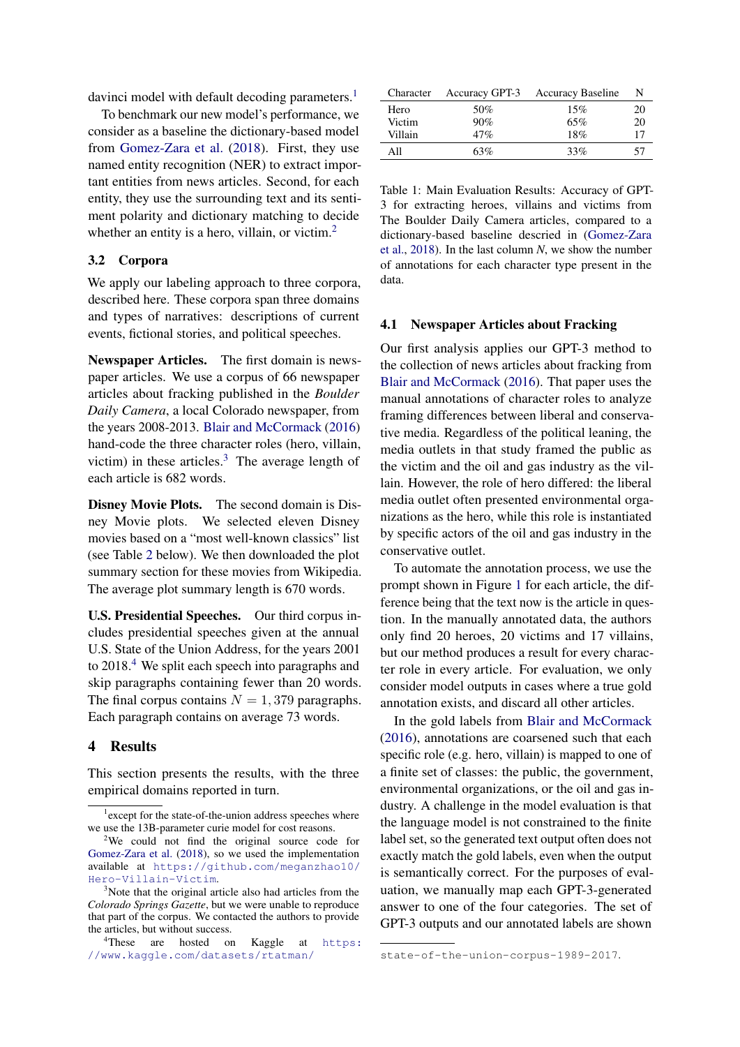davinci model with default decoding parameters.[1]

To benchmark our new model's performance, we consider as a baseline the dictionary-based model from Gomez-Zara et al. (2018). First, they use named entity recognition (NER) to extract important entities from news articles. Second, for each entity, they use the surrounding text and its sentiment polarity and dictionary matching to decide whether an entity is a hero, villain, or victim.[2]

### 3.2 Corpora

We apply our labeling approach to three corpora, described here. These corpora span three domains and types of narratives: descriptions of current events, fictional stories, and political speeches.

**Newspaper Articles.** The first domain is newspaper articles. We use a corpus of 66 newspaper articles about fracking published in the *Boulder Daily Camera*, a local Colorado newspaper, from the years 2008-2013. Blair and McCormack (2016) hand-code the three character roles (hero, villain, victim) in these articles.[3] The average length of each article is 682 words.

**Disney Movie Plots.** The second domain is Disney Movie plots. We selected eleven Disney movies based on a "most well-known classics" list (see Table 2 below). We then downloaded the plot summary section for these movies from Wikipedia. The average plot summary length is 670 words.

**U.S. Presidential Speeches.** Our third corpus includes presidential speeches given at the annual U.S. State of the Union Address, for the years 2001 to 2018.[4] We split each speech into paragraphs and skip paragraphs containing fewer than 20 words. The final corpus contains $N = 1,379$ paragraphs. Each paragraph contains on average 73 words.

## 4 Results

This section presents the results, with the three empirical domains reported in turn.

| Character | Accuracy GPT-3 | Accuracy Baseline | N |
|---|---|---|---|
| Hero | 50% | 15% | 20 |
| Victim | 90% | 65% | 20 |
| Villain | 47% | 18% | 17 |
| All | 63% | 33% | 57 |

Table 1: Main Evaluation Results: Accuracy of GPT-3 for extracting heroes, villains and victims from The Boulder Daily Camera articles, compared to a dictionary-based baseline descried in (Gomez-Zara et al., 2018). In the last column *N*, we show the number of annotations for each character type present in the data.

### 4.1 Newspaper Articles about Fracking

Our first analysis applies our GPT-3 method to the collection of news articles about fracking from Blair and McCormack (2016). That paper uses the manual annotations of character roles to analyze framing differences between liberal and conservative media. Regardless of the political leaning, the media outlets in that study framed the public as the victim and the oil and gas industry as the villain. However, the role of hero differed: the liberal media outlet often presented environmental organizations as the hero, while this role is instantiated by specific actors of the oil and gas industry in the conservative outlet.

To automate the annotation process, we use the prompt shown in Figure 1 for each article, the difference being that the text now is the article in question. In the manually annotated data, the authors only find 20 heroes, 20 victims and 17 villains, but our method produces a result for every character role in every article. For evaluation, we only consider model outputs in cases where a true gold annotation exists, and discard all other articles.

In the gold labels from Blair and McCormack (2016), annotations are coarsened such that each specific role (e.g. hero, villain) is mapped to one of a finite set of classes: the public, the government, environmental organizations, or the oil and gas industry. A challenge in the model evaluation is that the language model is not constrained to the finite label set, so the generated text output often does not exactly match the gold labels, even when the output is semantically correct. For the purposes of evaluation, we manually map each GPT-3-generated answer to one of the four categories. The set of GPT-3 outputs and our annotated labels are shown

---

[1] except for the state-of-the-union address speeches where we use the 13B-parameter curie model for cost reasons.

[2] We could not find the original source code for Gomez-Zara et al. (2018), so we used the implementation available at https://github.com/meganzhao10/Hero-Villain-Victim.

[3] Note that the original article also had articles from the *Colorado Springs Gazette*, but we were unable to reproduce that part of the corpus. We contacted the authors to provide the articles, but without success.

[4] These are hosted on Kaggle at https://www.kaggle.com/datasets/rtatman/state-of-the-union-corpus-1989-2017.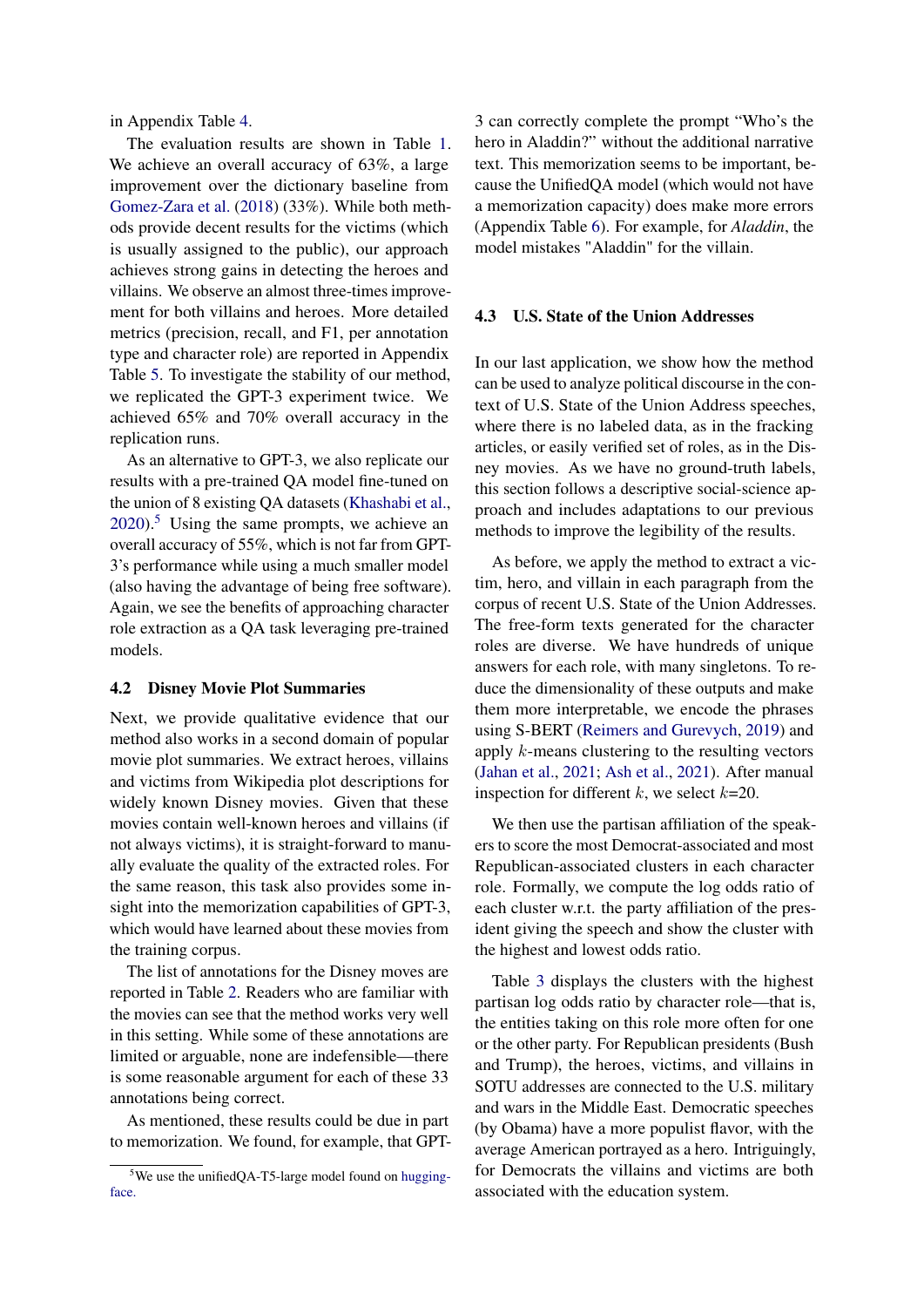in Appendix Table 4.

The evaluation results are shown in Table 1. We achieve an overall accuracy of 63%, a large improvement over the dictionary baseline from Gomez-Zara et al. (2018) (33%). While both methods provide decent results for the victims (which is usually assigned to the public), our approach achieves strong gains in detecting the heroes and villains. We observe an almost three-times improvement for both villains and heroes. More detailed metrics (precision, recall, and F1, per annotation type and character role) are reported in Appendix Table 5. To investigate the stability of our method, we replicated the GPT-3 experiment twice. We achieved 65% and 70% overall accuracy in the replication runs.

As an alternative to GPT-3, we also replicate our results with a pre-trained QA model fine-tuned on the union of 8 existing QA datasets (Khashabi et al., 2020).[5] Using the same prompts, we achieve an overall accuracy of 55%, which is not far from GPT-3's performance while using a much smaller model (also having the advantage of being free software). Again, we see the benefits of approaching character role extraction as a QA task leveraging pre-trained models.

### 4.2 Disney Movie Plot Summaries

Next, we provide qualitative evidence that our method also works in a second domain of popular movie plot summaries. We extract heroes, villains and victims from Wikipedia plot descriptions for widely known Disney movies. Given that these movies contain well-known heroes and villains (if not always victims), it is straight-forward to manually evaluate the quality of the extracted roles. For the same reason, this task also provides some insight into the memorization capabilities of GPT-3, which would have learned about these movies from the training corpus.

The list of annotations for the Disney moves are reported in Table 2. Readers who are familiar with the movies can see that the method works very well in this setting. While some of these annotations are limited or arguable, none are indefensible—there is some reasonable argument for each of these 33 annotations being correct.

As mentioned, these results could be due in part to memorization. We found, for example, that GPT-3 can correctly complete the prompt "Who's the hero in Aladdin?" without the additional narrative text. This memorization seems to be important, because the UnifiedQA model (which would not have a memorization capacity) does make more errors (Appendix Table 6). For example, for *Aladdin*, the model mistakes "Aladdin" for the villain.

### 4.3 U.S. State of the Union Addresses

In our last application, we show how the method can be used to analyze political discourse in the context of U.S. State of the Union Address speeches, where there is no labeled data, as in the fracking articles, or easily verified set of roles, as in the Disney movies. As we have no ground-truth labels, this section follows a descriptive social-science approach and includes adaptations to our previous methods to improve the legibility of the results.

As before, we apply the method to extract a victim, hero, and villain in each paragraph from the corpus of recent U.S. State of the Union Addresses. The free-form texts generated for the character roles are diverse. We have hundreds of unique answers for each role, with many singletons. To reduce the dimensionality of these outputs and make them more interpretable, we encode the phrases using S-BERT (Reimers and Gurevych, 2019) and apply $k$-means clustering to the resulting vectors (Jahan et al., 2021; Ash et al., 2021). After manual inspection for different $k$, we select $k$=20.

We then use the partisan affiliation of the speakers to score the most Democrat-associated and most Republican-associated clusters in each character role. Formally, we compute the log odds ratio of each cluster w.r.t. the party affiliation of the president giving the speech and show the cluster with the highest and lowest odds ratio.

Table 3 displays the clusters with the highest partisan log odds ratio by character role—that is, the entities taking on this role more often for one or the other party. For Republican presidents (Bush and Trump), the heroes, victims, and villains in SOTU addresses are connected to the U.S. military and wars in the Middle East. Democratic speeches (by Obama) have a more populist flavor, with the average American portrayed as a hero. Intriguingly, for Democrats the villains and victims are both associated with the education system.

[5] We use the unifiedQA-T5-large model found on huggingface.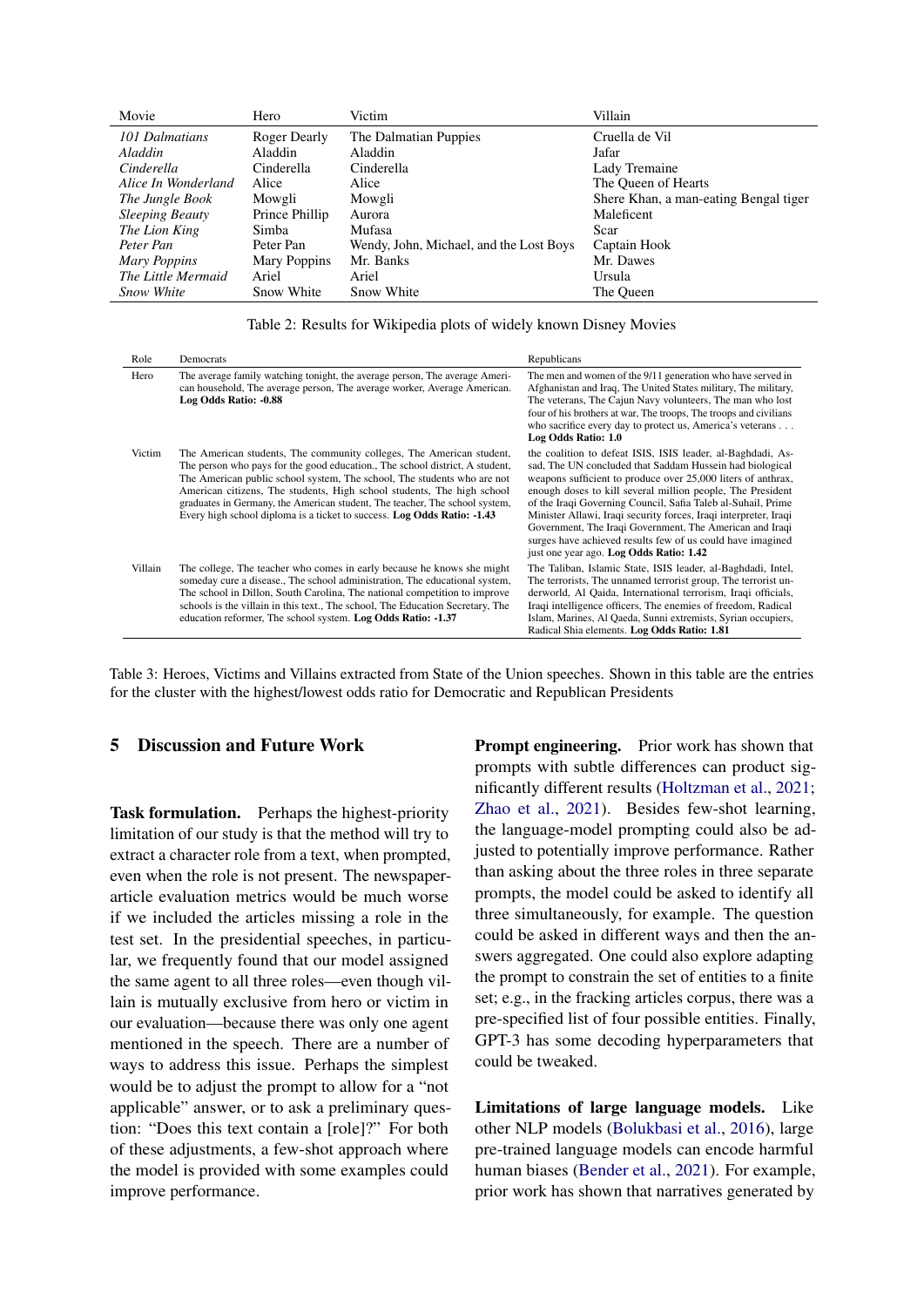| Movie | Hero | Victim | Villain |
|---|---|---|---|
| *101 Dalmatians* | Roger Dearly | The Dalmatian Puppies | Cruella de Vil |
| *Aladdin* | Aladdin | Aladdin | Jafar |
| *Cinderella* | Cinderella | Cinderella | Lady Tremaine |
| *Alice In Wonderland* | Alice | Alice | The Queen of Hearts |
| *The Jungle Book* | Mowgli | Mowgli | Shere Khan, a man-eating Bengal tiger |
| *Sleeping Beauty* | Prince Phillip | Aurora | Maleficent |
| *The Lion King* | Simba | Mufasa | Scar |
| *Peter Pan* | Peter Pan | Wendy, John, Michael, and the Lost Boys | Captain Hook |
| *Mary Poppins* | Mary Poppins | Mr. Banks | Mr. Dawes |
| *The Little Mermaid* | Ariel | Ariel | Ursula |
| *Snow White* | Snow White | Snow White | The Queen |

Table 2: Results for Wikipedia plots of widely known Disney Movies

| Role | Democrats | Republicans |
|---|---|---|
| Hero | The average family watching tonight, the average person, The average American household, The average person, The average worker, Average American. **Log Odds Ratio: -0.88** | The men and women of the 9/11 generation who have served in Afghanistan and Iraq, The United States military, The military, The veterans, The Cajun Navy volunteers, The man who lost four of his brothers at war, The troops, The troops and civilians who sacrifice every day to protect us, America's veterans . . . **Log Odds Ratio: 1.0** |
| Victim | The American students, The community colleges, The American student, The person who pays for the good education., The school district, A student, The American public school system, The school, The students who are not American citizens, The students, High school students, The high school graduates in Germany, the American student, The teacher, The school system, Every high school diploma is a ticket to success. **Log Odds Ratio: -1.43** | the coalition to defeat ISIS, ISIS leader, al-Baghdadi, Assad, The UN concluded that Saddam Hussein had biological weapons sufficient to produce over 25,000 liters of anthrax, enough doses to kill several million people, The President of the Iraqi Governing Council, Safia Taleb al-Suhail, Prime Minister Allawi, Iraqi security forces, Iraqi interpreter, Iraqi Government, The Iraqi Government, The American and Iraqi surges have achieved results few of us could have imagined just one year ago. **Log Odds Ratio: 1.42** |
| Villain | The college, The teacher who comes in early because he knows she might someday cure a disease., The school administration, The educational system, The school in Dillon, South Carolina, The national competition to improve schools is the villain in this text., The school, The Education Secretary, The education reformer, The school system. **Log Odds Ratio: -1.37** | The Taliban, Islamic State, ISIS leader, al-Baghdadi, Intel, The terrorists, The unnamed terrorist group, The terrorist underworld, Al Qaida, International terrorism, Iraqi officials, Iraqi intelligence officers, The enemies of freedom, Radical Islam, Marines, Al Qaeda, Sunni extremists, Syrian occupiers, Radical Shia elements. **Log Odds Ratio: 1.81** |

Table 3: Heroes, Victims and Villains extracted from State of the Union speeches. Shown in this table are the entries for the cluster with the highest/lowest odds ratio for Democratic and Republican Presidents

## 5 Discussion and Future Work

**Task formulation.** Perhaps the highest-priority limitation of our study is that the method will try to extract a character role from a text, when prompted, even when the role is not present. The newspaper-article evaluation metrics would be much worse if we included the articles missing a role in the test set. In the presidential speeches, in particular, we frequently found that our model assigned the same agent to all three roles—even though villain is mutually exclusive from hero or victim in our evaluation—because there was only one agent mentioned in the speech. There are a number of ways to address this issue. Perhaps the simplest would be to adjust the prompt to allow for a "not applicable" answer, or to ask a preliminary question: "Does this text contain a [role]?" For both of these adjustments, a few-shot approach where the model is provided with some examples could improve performance.

**Prompt engineering.** Prior work has shown that prompts with subtle differences can product significantly different results (Holtzman et al., 2021; Zhao et al., 2021). Besides few-shot learning, the language-model prompting could also be adjusted to potentially improve performance. Rather than asking about the three roles in three separate prompts, the model could be asked to identify all three simultaneously, for example. The question could be asked in different ways and then the answers aggregated. One could also explore adapting the prompt to constrain the set of entities to a finite set; e.g., in the fracking articles corpus, there was a pre-specified list of four possible entities. Finally, GPT-3 has some decoding hyperparameters that could be tweaked.

**Limitations of large language models.** Like other NLP models (Bolukbasi et al., 2016), large pre-trained language models can encode harmful human biases (Bender et al., 2021). For example, prior work has shown that narratives generated by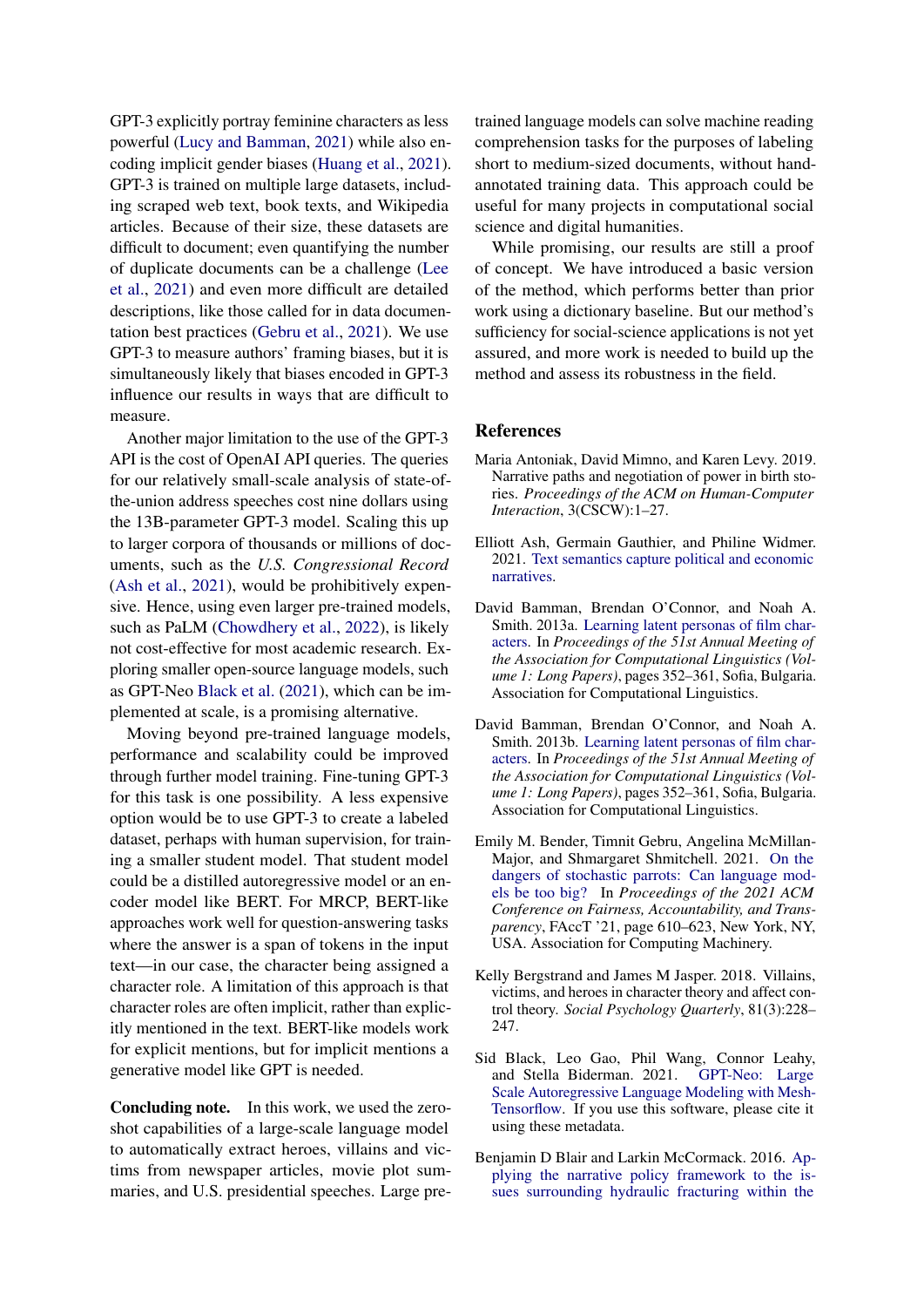GPT-3 explicitly portray feminine characters as less powerful (Lucy and Bamman, 2021) while also encoding implicit gender biases (Huang et al., 2021). GPT-3 is trained on multiple large datasets, including scraped web text, book texts, and Wikipedia articles. Because of their size, these datasets are difficult to document; even quantifying the number of duplicate documents can be a challenge (Lee et al., 2021) and even more difficult are detailed descriptions, like those called for in data documentation best practices (Gebru et al., 2021). We use GPT-3 to measure authors' framing biases, but it is simultaneously likely that biases encoded in GPT-3 influence our results in ways that are difficult to measure.

Another major limitation to the use of the GPT-3 API is the cost of OpenAI API queries. The queries for our relatively small-scale analysis of state-of-the-union address speeches cost nine dollars using the 13B-parameter GPT-3 model. Scaling this up to larger corpora of thousands or millions of documents, such as the *U.S. Congressional Record* (Ash et al., 2021), would be prohibitively expensive. Hence, using even larger pre-trained models, such as PaLM (Chowdhery et al., 2022), is likely not cost-effective for most academic research. Exploring smaller open-source language models, such as GPT-Neo Black et al. (2021), which can be implemented at scale, is a promising alternative.

Moving beyond pre-trained language models, performance and scalability could be improved through further model training. Fine-tuning GPT-3 for this task is one possibility. A less expensive option would be to use GPT-3 to create a labeled dataset, perhaps with human supervision, for training a smaller student model. That student model could be a distilled autoregressive model or an encoder model like BERT. For MRCP, BERT-like approaches work well for question-answering tasks where the answer is a span of tokens in the input text—in our case, the character being assigned a character role. A limitation of this approach is that character roles are often implicit, rather than explicitly mentioned in the text. BERT-like models work for explicit mentions, but for implicit mentions a generative model like GPT is needed.

**Concluding note.** In this work, we used the zero-shot capabilities of a large-scale language model to automatically extract heroes, villains and victims from newspaper articles, movie plot summaries, and U.S. presidential speeches. Large pre-trained language models can solve machine reading comprehension tasks for the purposes of labeling short to medium-sized documents, without hand-annotated training data. This approach could be useful for many projects in computational social science and digital humanities.

While promising, our results are still a proof of concept. We have introduced a basic version of the method, which performs better than prior work using a dictionary baseline. But our method's sufficiency for social-science applications is not yet assured, and more work is needed to build up the method and assess its robustness in the field.

## References

Maria Antoniak, David Mimno, and Karen Levy. 2019. Narrative paths and negotiation of power in birth stories. *Proceedings of the ACM on Human-Computer Interaction*, 3(CSCW):1–27.

Elliott Ash, Germain Gauthier, and Philine Widmer. 2021. Text semantics capture political and economic narratives.

David Bamman, Brendan O'Connor, and Noah A. Smith. 2013a. Learning latent personas of film characters. In *Proceedings of the 51st Annual Meeting of the Association for Computational Linguistics (Volume 1: Long Papers)*, pages 352–361, Sofia, Bulgaria. Association for Computational Linguistics.

David Bamman, Brendan O'Connor, and Noah A. Smith. 2013b. Learning latent personas of film characters. In *Proceedings of the 51st Annual Meeting of the Association for Computational Linguistics (Volume 1: Long Papers)*, pages 352–361, Sofia, Bulgaria. Association for Computational Linguistics.

Emily M. Bender, Timnit Gebru, Angelina McMillan-Major, and Shmargaret Shmitchell. 2021. On the dangers of stochastic parrots: Can language models be too big? In *Proceedings of the 2021 ACM Conference on Fairness, Accountability, and Transparency*, FAccT '21, page 610–623, New York, NY, USA. Association for Computing Machinery.

Kelly Bergstrand and James M Jasper. 2018. Villains, victims, and heroes in character theory and affect control theory. *Social Psychology Quarterly*, 81(3):228–247.

Sid Black, Leo Gao, Phil Wang, Connor Leahy, and Stella Biderman. 2021. GPT-Neo: Large Scale Autoregressive Language Modeling with Mesh-Tensorflow. If you use this software, please cite it using these metadata.

Benjamin D Blair and Larkin McCormack. 2016. Applying the narrative policy framework to the issues surrounding hydraulic fracturing within the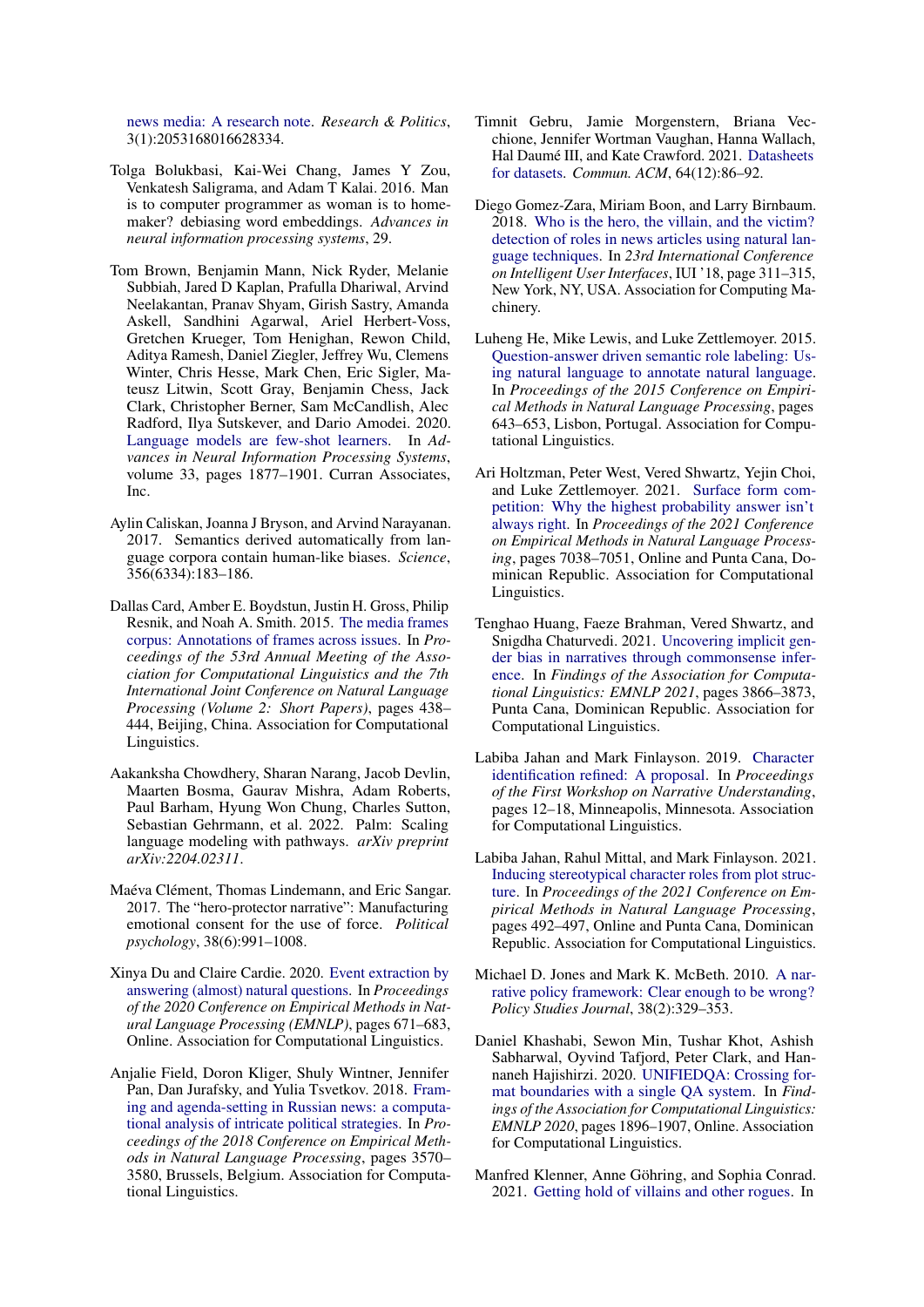news media: A research note. *Research & Politics*, 3(1):2053168016628334.

Tolga Bolukbasi, Kai-Wei Chang, James Y Zou, Venkatesh Saligrama, and Adam T Kalai. 2016. Man is to computer programmer as woman is to homemaker? debiasing word embeddings. *Advances in neural information processing systems*, 29.

Tom Brown, Benjamin Mann, Nick Ryder, Melanie Subbiah, Jared D Kaplan, Prafulla Dhariwal, Arvind Neelakantan, Pranav Shyam, Girish Sastry, Amanda Askell, Sandhini Agarwal, Ariel Herbert-Voss, Gretchen Krueger, Tom Henighan, Rewon Child, Aditya Ramesh, Daniel Ziegler, Jeffrey Wu, Clemens Winter, Chris Hesse, Mark Chen, Eric Sigler, Mateusz Litwin, Scott Gray, Benjamin Chess, Jack Clark, Christopher Berner, Sam McCandlish, Alec Radford, Ilya Sutskever, and Dario Amodei. 2020. Language models are few-shot learners. In *Advances in Neural Information Processing Systems*, volume 33, pages 1877–1901. Curran Associates, Inc.

Aylin Caliskan, Joanna J Bryson, and Arvind Narayanan. 2017. Semantics derived automatically from language corpora contain human-like biases. *Science*, 356(6334):183–186.

Dallas Card, Amber E. Boydstun, Justin H. Gross, Philip Resnik, and Noah A. Smith. 2015. The media frames corpus: Annotations of frames across issues. In *Proceedings of the 53rd Annual Meeting of the Association for Computational Linguistics and the 7th International Joint Conference on Natural Language Processing (Volume 2: Short Papers)*, pages 438–444, Beijing, China. Association for Computational Linguistics.

Aakanksha Chowdhery, Sharan Narang, Jacob Devlin, Maarten Bosma, Gaurav Mishra, Adam Roberts, Paul Barham, Hyung Won Chung, Charles Sutton, Sebastian Gehrmann, et al. 2022. Palm: Scaling language modeling with pathways. *arXiv preprint arXiv:2204.02311*.

Maéva Clément, Thomas Lindemann, and Eric Sangar. 2017. The "hero-protector narrative": Manufacturing emotional consent for the use of force. *Political psychology*, 38(6):991–1008.

Xinya Du and Claire Cardie. 2020. Event extraction by answering (almost) natural questions. In *Proceedings of the 2020 Conference on Empirical Methods in Natural Language Processing (EMNLP)*, pages 671–683, Online. Association for Computational Linguistics.

Anjalie Field, Doron Kliger, Shuly Wintner, Jennifer Pan, Dan Jurafsky, and Yulia Tsvetkov. 2018. Framing and agenda-setting in Russian news: a computational analysis of intricate political strategies. In *Proceedings of the 2018 Conference on Empirical Methods in Natural Language Processing*, pages 3570–3580, Brussels, Belgium. Association for Computational Linguistics.

Timnit Gebru, Jamie Morgenstern, Briana Vecchione, Jennifer Wortman Vaughan, Hanna Wallach, Hal Daumé III, and Kate Crawford. 2021. Datasheets for datasets. *Commun. ACM*, 64(12):86–92.

Diego Gomez-Zara, Miriam Boon, and Larry Birnbaum. 2018. Who is the hero, the villain, and the victim? detection of roles in news articles using natural language techniques. In *23rd International Conference on Intelligent User Interfaces*, IUI '18, page 311–315, New York, NY, USA. Association for Computing Machinery.

Luheng He, Mike Lewis, and Luke Zettlemoyer. 2015. Question-answer driven semantic role labeling: Using natural language to annotate natural language. In *Proceedings of the 2015 Conference on Empirical Methods in Natural Language Processing*, pages 643–653, Lisbon, Portugal. Association for Computational Linguistics.

Ari Holtzman, Peter West, Vered Shwartz, Yejin Choi, and Luke Zettlemoyer. 2021. Surface form competition: Why the highest probability answer isn't always right. In *Proceedings of the 2021 Conference on Empirical Methods in Natural Language Processing*, pages 7038–7051, Online and Punta Cana, Dominican Republic. Association for Computational Linguistics.

Tenghao Huang, Faeze Brahman, Vered Shwartz, and Snigdha Chaturvedi. 2021. Uncovering implicit gender bias in narratives through commonsense inference. In *Findings of the Association for Computational Linguistics: EMNLP 2021*, pages 3866–3873, Punta Cana, Dominican Republic. Association for Computational Linguistics.

Labiba Jahan and Mark Finlayson. 2019. Character identification refined: A proposal. In *Proceedings of the First Workshop on Narrative Understanding*, pages 12–18, Minneapolis, Minnesota. Association for Computational Linguistics.

Labiba Jahan, Rahul Mittal, and Mark Finlayson. 2021. Inducing stereotypical character roles from plot structure. In *Proceedings of the 2021 Conference on Empirical Methods in Natural Language Processing*, pages 492–497, Online and Punta Cana, Dominican Republic. Association for Computational Linguistics.

Michael D. Jones and Mark K. McBeth. 2010. A narrative policy framework: Clear enough to be wrong? *Policy Studies Journal*, 38(2):329–353.

Daniel Khashabi, Sewon Min, Tushar Khot, Ashish Sabharwal, Oyvind Tafjord, Peter Clark, and Hannaneh Hajishirzi. 2020. UNIFIEDQA: Crossing format boundaries with a single QA system. In *Findings of the Association for Computational Linguistics: EMNLP 2020*, pages 1896–1907, Online. Association for Computational Linguistics.

Manfred Klenner, Anne Göhring, and Sophia Conrad. 2021. Getting hold of villains and other rogues. In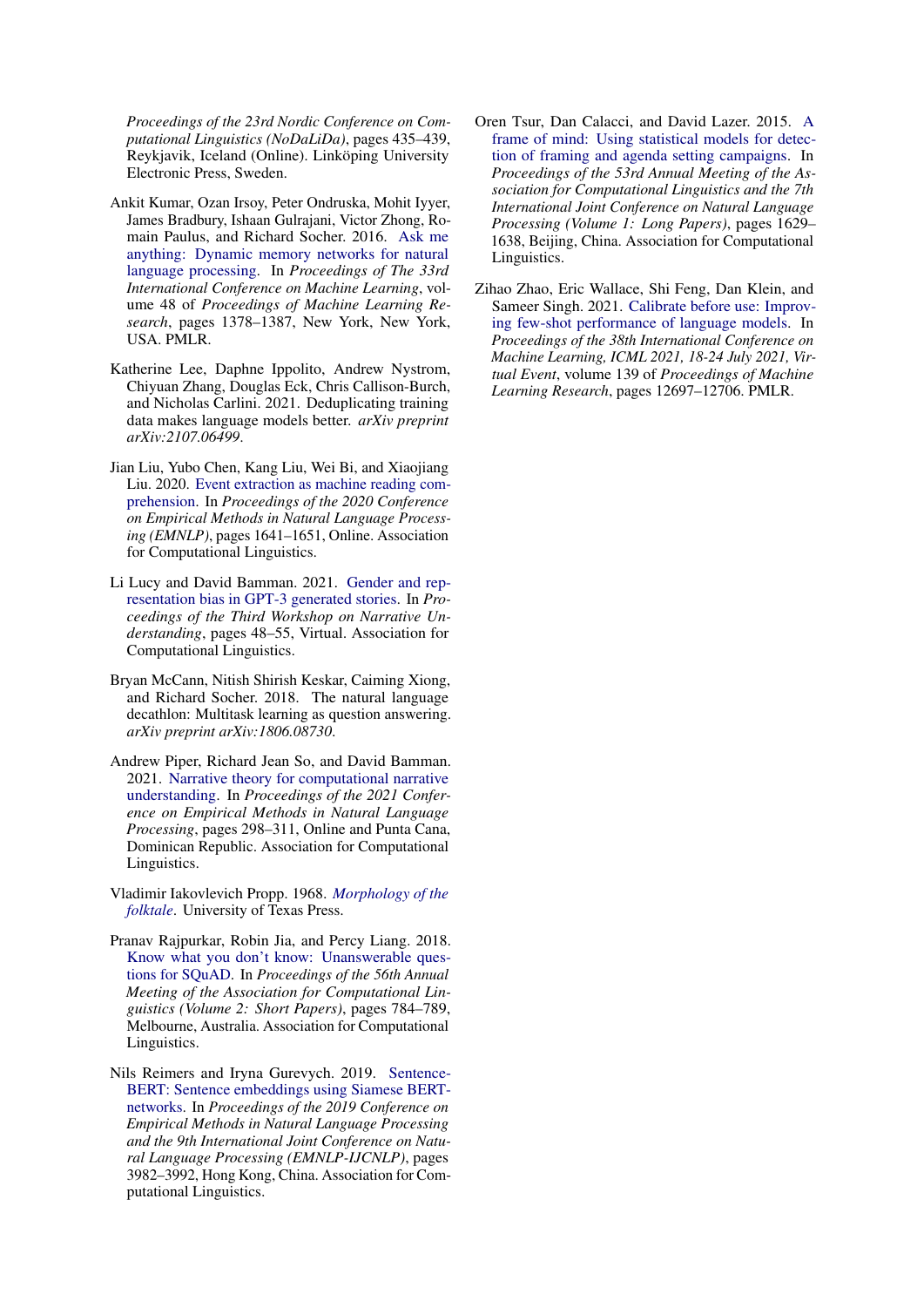*Proceedings of the 23rd Nordic Conference on Computational Linguistics (NoDaLiDa)*, pages 435–439, Reykjavik, Iceland (Online). Linköping University Electronic Press, Sweden.

Ankit Kumar, Ozan Irsoy, Peter Ondruska, Mohit Iyyer, James Bradbury, Ishaan Gulrajani, Victor Zhong, Romain Paulus, and Richard Socher. 2016. Ask me anything: Dynamic memory networks for natural language processing. In *Proceedings of The 33rd International Conference on Machine Learning*, volume 48 of *Proceedings of Machine Learning Research*, pages 1378–1387, New York, New York, USA. PMLR.

Katherine Lee, Daphne Ippolito, Andrew Nystrom, Chiyuan Zhang, Douglas Eck, Chris Callison-Burch, and Nicholas Carlini. 2021. Deduplicating training data makes language models better. *arXiv preprint arXiv:2107.06499*.

Jian Liu, Yubo Chen, Kang Liu, Wei Bi, and Xiaojiang Liu. 2020. Event extraction as machine reading comprehension. In *Proceedings of the 2020 Conference on Empirical Methods in Natural Language Processing (EMNLP)*, pages 1641–1651, Online. Association for Computational Linguistics.

Li Lucy and David Bamman. 2021. Gender and representation bias in GPT-3 generated stories. In *Proceedings of the Third Workshop on Narrative Understanding*, pages 48–55, Virtual. Association for Computational Linguistics.

Bryan McCann, Nitish Shirish Keskar, Caiming Xiong, and Richard Socher. 2018. The natural language decathlon: Multitask learning as question answering. *arXiv preprint arXiv:1806.08730*.

Andrew Piper, Richard Jean So, and David Bamman. 2021. Narrative theory for computational narrative understanding. In *Proceedings of the 2021 Conference on Empirical Methods in Natural Language Processing*, pages 298–311, Online and Punta Cana, Dominican Republic. Association for Computational Linguistics.

Vladimir Iakovlevich Propp. 1968. *Morphology of the folktale*. University of Texas Press.

Pranav Rajpurkar, Robin Jia, and Percy Liang. 2018. Know what you don't know: Unanswerable questions for SQuAD. In *Proceedings of the 56th Annual Meeting of the Association for Computational Linguistics (Volume 2: Short Papers)*, pages 784–789, Melbourne, Australia. Association for Computational Linguistics.

Nils Reimers and Iryna Gurevych. 2019. Sentence-BERT: Sentence embeddings using Siamese BERT-networks. In *Proceedings of the 2019 Conference on Empirical Methods in Natural Language Processing and the 9th International Joint Conference on Natural Language Processing (EMNLP-IJCNLP)*, pages 3982–3992, Hong Kong, China. Association for Computational Linguistics.

Oren Tsur, Dan Calacci, and David Lazer. 2015. A frame of mind: Using statistical models for detection of framing and agenda setting campaigns. In *Proceedings of the 53rd Annual Meeting of the Association for Computational Linguistics and the 7th International Joint Conference on Natural Language Processing (Volume 1: Long Papers)*, pages 1629–1638, Beijing, China. Association for Computational Linguistics.

Zihao Zhao, Eric Wallace, Shi Feng, Dan Klein, and Sameer Singh. 2021. Calibrate before use: Improving few-shot performance of language models. In *Proceedings of the 38th International Conference on Machine Learning, ICML 2021, 18-24 July 2021, Virtual Event*, volume 139 of *Proceedings of Machine Learning Research*, pages 12697–12706. PMLR.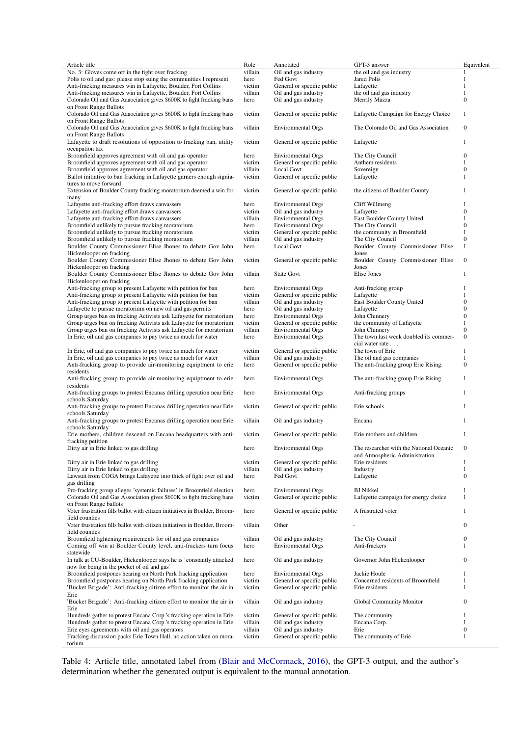| Article title | Role | Annotated | GPT-3 answer | Equivalent |
|---|---|---|---|---|
| No. 3: Gloves come off in the fight over fracking | villain | Oil and gas industry | the oil and gas industry | 1 |
| Polis to oil and gas: please stop suing the communities I represent | hero | Fed Govt | Jared Polis | 1 |
| Anti-fracking measures win in Lafayette, Boulder, Fort Collins | victim | General or specific public | Lafayette | 1 |
| Anti-fracking measures win in Lafayette, Boulder, Fort Collins | villain | Oil and gas industry | the oil and gas industry | 1 |
| Colorado Oil and Gas Aaaociation gives $600K to fight fracking bans on Front Range Ballots | hero | Oil and gas industry | Merrily Mazza | 0 |
| Colorado Oil and Gas Aaaociation gives $600K to fight fracking bans on Front Range Ballots | victim | General or specific public | Lafayette Campaign for Energy Choice | 1 |
| Colorado Oil and Gas Aaaociation gives $600K to fight fracking bans on Front Range Ballots | villain | Environmental Orgs | The Colorado Oil and Gas Association | 0 |
| Lafayette to draft resolutions of opposition to fracking ban, utility occupation tax | victim | General or specific public | Lafayette | 1 |
| Broomfield approves agreement with oil and gas operator | hero | Environmental Orgs | The City Council | 0 |
| Broomfield approves agreement with oil and gas operator | victim | General or specific public | Anthem residents | 1 |
| Broomfield approves agreement with oil and gas operator | villain | Local Govt | Sovereign | 0 |
| Ballot initiative to ban fracking in Lafayette garners enough signiatures to move forward | victim | General or specific public | Lafayette | 1 |
| Extension of Boulder County fracking moratorium deemed a win for many | victim | General or specific public | the citizens of Boulder County | 1 |
| Lafayette anti-fracking effort draws canvassers | hero | Environmental Orgs | Cliff Willmeng | 1 |
| Lafayette anti-fracking effort draws canvassers | victim | Oil and gas industry | Lafayette | 0 |
| Lafayette anti-fracking effort draws canvassers | villain | Environmental Orgs | East Boulder County United | 1 |
| Broomfield unlikely to pursue fracking moratorium | hero | Environmental Orgs | The City Council | 0 |
| Broomfield unlikely to pursue fracking moratorium | victim | General or specific public | the community in Broomfield | 1 |
| Broomfield unlikely to pursue fracking moratorium | villain | Oil and gas industry | The City Council | 0 |
| Boulder County Commissioner Elise Jhones to debate Gov John Hickenlooper on fracking | hero | Local Govt | Boulder County Commissioner Elise Jones | 1 |
| Boulder County Commissioner Elise Jhones to debate Gov John Hickenlooper on fracking | victim | General or specific public | Boulder County Commissioner Elise Jones | 0 |
| Boulder County Commissioner Elise Jhones to debate Gov John Hickenlooper on fracking | villain | State Govt | Elise Jones | 1 |
| Anti-fracking group to present Lafayette with petition for ban | hero | Environmental Orgs | Anti-fracking group | 1 |
| Anti-fracking group to present Lafayette with petition for ban | victim | General or specific public | Lafayette | 1 |
| Anti-fracking group to present Lafayette with petition for ban | villain | Oil and gas industry | East Boulder County United | 0 |
| Lafayette to pursue moratorium on new oil and gas permits | hero | Oil and gas industry | Lafayette | 0 |
| Group urges ban on fracking Activists ask Lafayette for moratorium | hero | Environmental Orgs | John Chinnery | 0 |
| Group urges ban on fracking Activists ask Lafayette for moratorium | victim | General or specific public | the community of Lafayette | 1 |
| Group urges ban on fracking Activists ask Lafayette for moratorium | villain | Environmental Orgs | John Chinnery | 0 |
| In Erie, oil and gas companies to pay twice as much for water | hero | Environmental Orgs | The town last week doubled its commercial water rate . . . | 0 |
| In Erie, oil and gas companies to pay twice as much for water | victim | General or specific public | The town of Erie | 1 |
| In Erie, oil and gas companies to pay twice as much for water | villain | Oil and gas industry | The oil and gas companies | 1 |
| Anti-fracking group to provide air-monitoring equiptment to erie residents | hero | General or specific public | The anti-fracking group Erie Rising. | 0 |
| Anti-fracking group to provide air-monitoring equiptment to erie residents | hero | Environmental Orgs | The anti-fracking group Erie Rising. | 1 |
| Anti-fracking groups to protest Encanas drilling operation near Erie schools Saturday | hero | Environmental Orgs | Anti-fracking groups | 1 |
| Anti-fracking groups to protest Encanas drilling operation near Erie schools Saturday | victim | General or specific public | Erie schools | 1 |
| Anti-fracking groups to protest Encanas drilling operation near Erie schools Saturday | villain | Oil and gas industry | Encana | 1 |
| Erie mothers, children descend on Encana headquarters with anti-fracking petition | victim | General or specific public | Erie mothers and children | 1 |
| Dirty air in Erie linked to gas drilling | hero | Environmental Orgs | The researcher with the National Oceanic and Atmospheric Administration | 0 |
| Dirty air in Erie linked to gas drilling | victim | General or specific public | Erie residents | 1 |
| Dirty air in Erie linked to gas drilling | villain | Oil and gas industry | Industry | 1 |
| Lawsuit from COGA brings Lafayette into thick of fight over oil and gas drilling | hero | Fed Govt | Lafayette | 0 |
| Pro-fracking group alleges 'systemic failures' in Broomfield election | hero | Environmental Orgs | BJ Nikkel | 1 |
| Colorado Oil and Gas Association gives $600K to fight fracking bans on Front Range ballots | victim | General or specific public | Lafayette campaign for energy choice | 1 |
| Voter frustration fills ballot with citizen initiatives in Boulder, Broomfield counties | hero | General or specific public | A frustrated voter | 1 |
| Voter frustration fills ballot with citizen initiatives in Boulder, Broomfield counties | villain | Other | - | 0 |
| Broomfield tightening requirements for oil and gas companies | villain | Oil and gas industry | The City Council | 0 |
| Coming off win at Boulder County level, anti-frackers turn focus statewide | hero | Environmental Orgs | Anti-frackers | 1 |
| In talk at CU-Boulder, Hickenlooper says he is 'constantly attacked now for being in the pocket of oil and gas' | hero | Oil and gas industry | Governor John Hickenlooper | 0 |
| Broomfield postpones hearing on North Park fracking application | hero | Environmental Orgs | Jackie Houle | 1 |
| Broomfield postpones hearing on North Park fracking application | victim | General or specific public | Concerned residents of Broomfield | 1 |
| 'Bucket Brigade': Anti-fracking citizen effort to monitor the air in Erie | victim | General or specific public | Erie residents | 1 |
| 'Bucket Brigade': Anti-fracking citizen effort to monitor the air in Erie | villain | Oil and gas industry | Global Community Monitor | 0 |
| Hundreds gather to protest Encana Corp.'s fracking operation in Erie | victim | General or specific public | The community | 1 |
| Hundreds gather to protest Encana Corp.'s fracking operation in Erie | villain | Oil and gas industry | Encana Corp. | 1 |
| Erie eyes agreements with oil and gas operators | villain | Oil and gas industry | Erie | 0 |
| Fracking discussion packs Erie Town Hall, no action taken on moratorium | victim | General or specific public | The community of Erie | 1 |

Table 4: Article title, annotated label from (Blair and McCormack, 2016), the GPT-3 output, and the author's determination whether the generated output is equivalent to the manual annotation.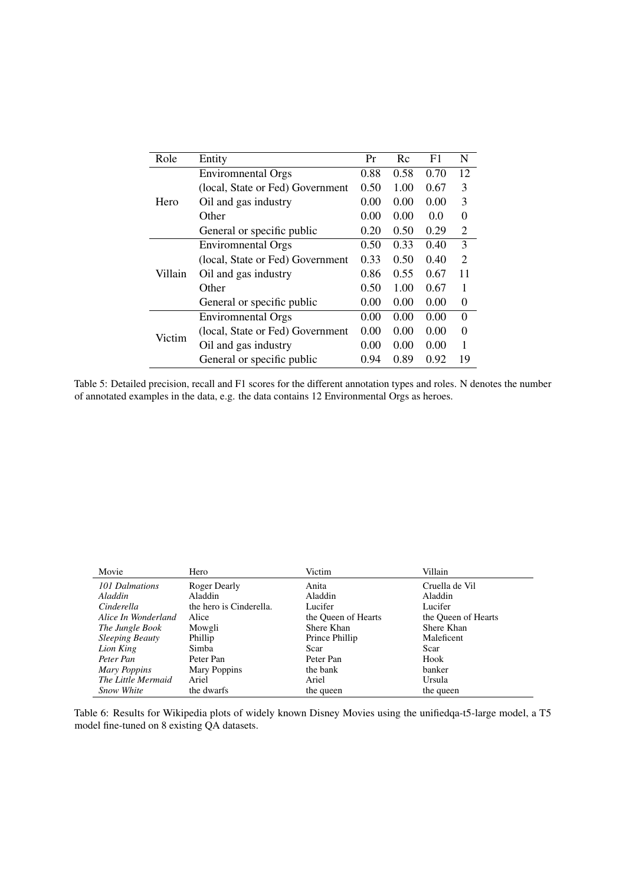| Role | Entity | Pr | Rc | F1 | N |
|---|---|---|---|---|---|
| Hero | Enviromnental Orgs | 0.88 | 0.58 | 0.70 | 12 |
| | (local, State or Fed) Government | 0.50 | 1.00 | 0.67 | 3 |
| | Oil and gas industry | 0.00 | 0.00 | 0.00 | 3 |
| | Other | 0.00 | 0.00 | 0.0 | 0 |
| | General or specific public | 0.20 | 0.50 | 0.29 | 2 |
| Villain | Enviromnental Orgs | 0.50 | 0.33 | 0.40 | 3 |
| | (local, State or Fed) Government | 0.33 | 0.50 | 0.40 | 2 |
| | Oil and gas industry | 0.86 | 0.55 | 0.67 | 11 |
| | Other | 0.50 | 1.00 | 0.67 | 1 |
| | General or specific public | 0.00 | 0.00 | 0.00 | 0 |
| Victim | Enviromnental Orgs | 0.00 | 0.00 | 0.00 | 0 |
| | (local, State or Fed) Government | 0.00 | 0.00 | 0.00 | 0 |
| | Oil and gas industry | 0.00 | 0.00 | 0.00 | 1 |
| | General or specific public | 0.94 | 0.89 | 0.92 | 19 |

Table 5: Detailed precision, recall and F1 scores for the different annotation types and roles. N denotes the number of annotated examples in the data, e.g. the data contains 12 Environmental Orgs as heroes.

| Movie | Hero | Victim | Villain |
|---|---|---|---|
| *101 Dalmations* | Roger Dearly | Anita | Cruella de Vil |
| *Aladdin* | Aladdin | Aladdin | Aladdin |
| *Cinderella* | the hero is Cinderella. | Lucifer | Lucifer |
| *Alice In Wonderland* | Alice | the Queen of Hearts | the Queen of Hearts |
| *The Jungle Book* | Mowgli | Shere Khan | Shere Khan |
| *Sleeping Beauty* | Phillip | Prince Phillip | Maleficent |
| *Lion King* | Simba | Scar | Scar |
| *Peter Pan* | Peter Pan | Peter Pan | Hook |
| *Mary Poppins* | Mary Poppins | the bank | banker |
| *The Little Mermaid* | Ariel | Ariel | Ursula |
| *Snow White* | the dwarfs | the queen | the queen |

Table 6: Results for Wikipedia plots of widely known Disney Movies using the unifiedqa-t5-large model, a T5 model fine-tuned on 8 existing QA datasets.